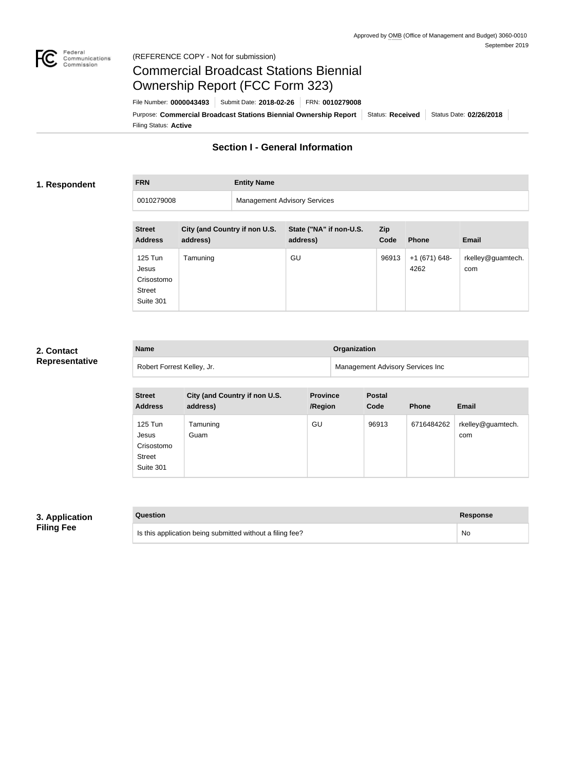Approved by OMB (Office of Management and Budget) 3060-0010
September 2019

(REFERENCE COPY - Not for submission)

# Commercial Broadcast Stations Biennial Ownership Report (FCC Form 323)

File Number: **0000043493** | Submit Date: **2018-02-26** | FRN: **0010279008**

Purpose: **Commercial Broadcast Stations Biennial Ownership Report** | Status: **Received** | Status Date: **02/26/2018**

Filing Status: **Active**

## Section I - General Information

### 1. Respondent

| FRN | Entity Name |
| --- | --- |
| 0010279008 | Management Advisory Services |

| Street Address | City (and Country if non U.S. address) | State ("NA" if non-U.S. address) | Zip Code | Phone | Email |
| --- | --- | --- | --- | --- | --- |
| 125 Tun Jesus Crisostomo Street Suite 301 | Tamuning | GU | 96913 | +1 (671) 648-4262 | rkelley@guamtech.com |

### 2. Contact Representative

| Name | Organization |
| --- | --- |
| Robert Forrest Kelley, Jr. | Management Advisory Services Inc |

| Street Address | City (and Country if non U.S. address) | Province /Region | Postal Code | Phone | Email |
| --- | --- | --- | --- | --- | --- |
| 125 Tun Jesus Crisostomo Street Suite 301 | Tamuning Guam | GU | 96913 | 6716484262 | rkelley@guamtech.com |

### 3. Application Filing Fee

| Question | Response |
| --- | --- |
| Is this application being submitted without a filing fee? | No |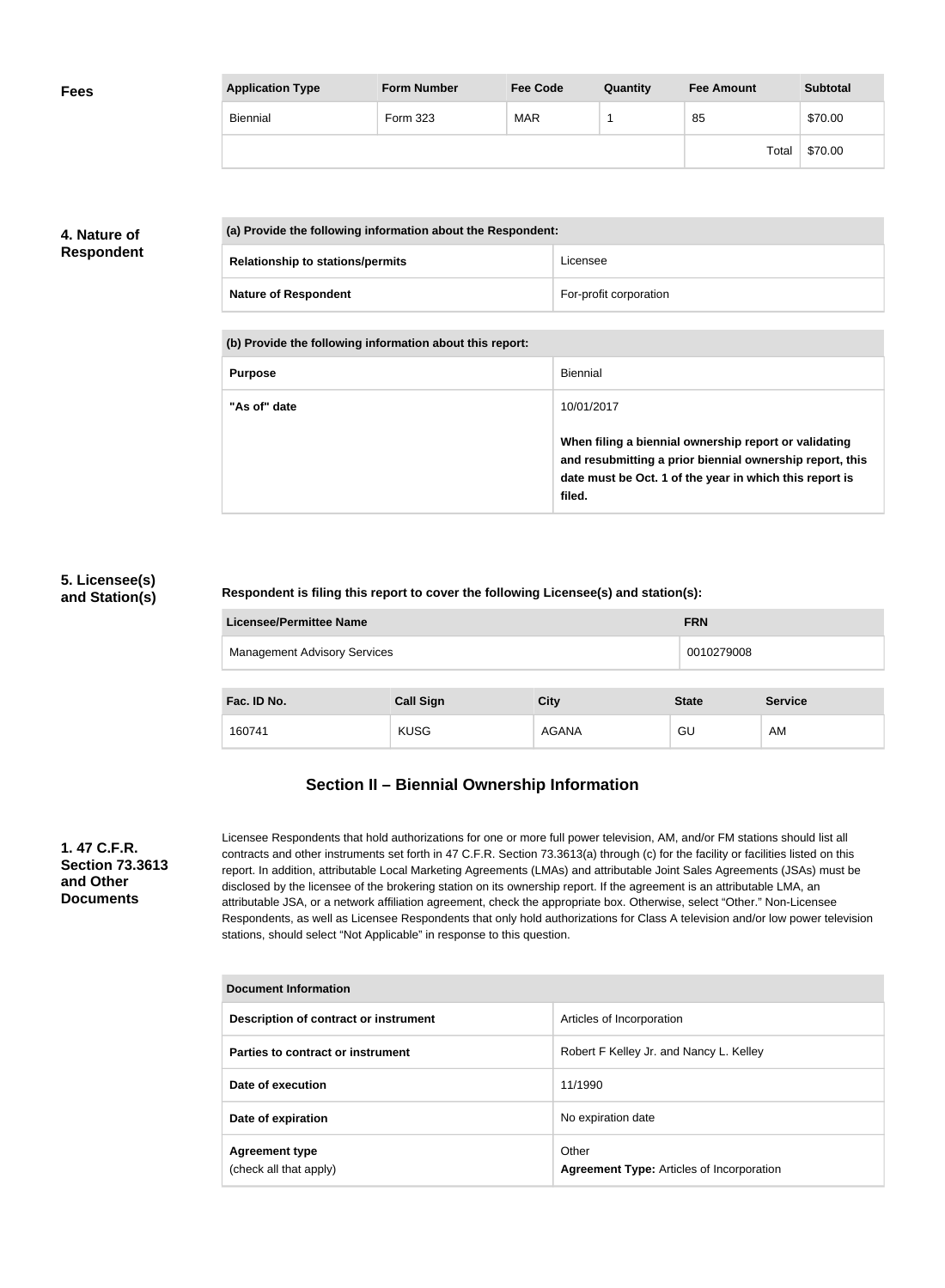**Fees**

| Application Type | Form Number | Fee Code | Quantity | Fee Amount | Subtotal |
|---|---|---|---|---|---|
| Biennial | Form 323 | MAR | 1 | 85 | $70.00 |
| | | | | Total | $70.00 |

**4. Nature of Respondent**

| (a) Provide the following information about the Respondent: | |
|---|---|
| Relationship to stations/permits | Licensee |
| Nature of Respondent | For-profit corporation |

| (b) Provide the following information about this report: | |
|---|---|
| Purpose | Biennial |
| "As of" date | 10/01/2017<br><br>**When filing a biennial ownership report or validating and resubmitting a prior biennial ownership report, this date must be Oct. 1 of the year in which this report is filed.** |

**5. Licensee(s) and Station(s)**

**Respondent is filing this report to cover the following Licensee(s) and station(s):**

| Licensee/Permittee Name | FRN |
|---|---|
| Management Advisory Services | 0010279008 |

| Fac. ID No. | Call Sign | City | State | Service |
|---|---|---|---|---|
| 160741 | KUSG | AGANA | GU | AM |

## Section II – Biennial Ownership Information

**1. 47 C.F.R. Section 73.3613 and Other Documents**

Licensee Respondents that hold authorizations for one or more full power television, AM, and/or FM stations should list all contracts and other instruments set forth in 47 C.F.R. Section 73.3613(a) through (c) for the facility or facilities listed on this report. In addition, attributable Local Marketing Agreements (LMAs) and attributable Joint Sales Agreements (JSAs) must be disclosed by the licensee of the brokering station on its ownership report. If the agreement is an attributable LMA, an attributable JSA, or a network affiliation agreement, check the appropriate box. Otherwise, select "Other." Non-Licensee Respondents, as well as Licensee Respondents that only hold authorizations for Class A television and/or low power television stations, should select "Not Applicable" in response to this question.

| Document Information | |
|---|---|
| Description of contract or instrument | Articles of Incorporation |
| Parties to contract or instrument | Robert F Kelley Jr. and Nancy L. Kelley |
| Date of execution | 11/1990 |
| Date of expiration | No expiration date |
| Agreement type<br>(check all that apply) | Other<br>**Agreement Type:** Articles of Incorporation |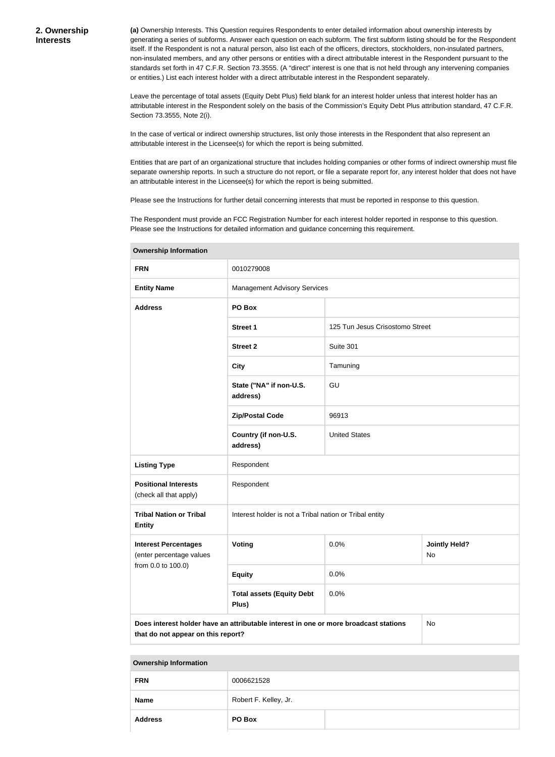## 2. Ownership Interests

**(a)** Ownership Interests. This Question requires Respondents to enter detailed information about ownership interests by generating a series of subforms. Answer each question on each subform. The first subform listing should be for the Respondent itself. If the Respondent is not a natural person, also list each of the officers, directors, stockholders, non-insulated partners, non-insulated members, and any other persons or entities with a direct attributable interest in the Respondent pursuant to the standards set forth in 47 C.F.R. Section 73.3555. (A "direct" interest is one that is not held through any intervening companies or entities.) List each interest holder with a direct attributable interest in the Respondent separately.

Leave the percentage of total assets (Equity Debt Plus) field blank for an interest holder unless that interest holder has an attributable interest in the Respondent solely on the basis of the Commission's Equity Debt Plus attribution standard, 47 C.F.R. Section 73.3555, Note 2(i).

In the case of vertical or indirect ownership structures, list only those interests in the Respondent that also represent an attributable interest in the Licensee(s) for which the report is being submitted.

Entities that are part of an organizational structure that includes holding companies or other forms of indirect ownership must file separate ownership reports. In such a structure do not report, or file a separate report for, any interest holder that does not have an attributable interest in the Licensee(s) for which the report is being submitted.

Please see the Instructions for further detail concerning interests that must be reported in response to this question.

The Respondent must provide an FCC Registration Number for each interest holder reported in response to this question. Please see the Instructions for detailed information and guidance concerning this requirement.

| Ownership Information | | | |
|---|---|---|---|
| **FRN** | 0010279008 | | |
| **Entity Name** | Management Advisory Services | | |
| **Address** | **PO Box** | | |
| | **Street 1** | 125 Tun Jesus Crisostomo Street | |
| | **Street 2** | Suite 301 | |
| | **City** | Tamuning | |
| | **State ("NA" if non-U.S. address)** | GU | |
| | **Zip/Postal Code** | 96913 | |
| | **Country (if non-U.S. address)** | United States | |
| **Listing Type** | Respondent | | |
| **Positional Interests** (check all that apply) | Respondent | | |
| **Tribal Nation or Tribal Entity** | Interest holder is not a Tribal nation or Tribal entity | | |
| **Interest Percentages** (enter percentage values from 0.0 to 100.0) | **Voting** | 0.0% | **Jointly Held?** No |
| | **Equity** | 0.0% | |
| | **Total assets (Equity Debt Plus)** | 0.0% | |
| **Does interest holder have an attributable interest in one or more broadcast stations that do not appear on this report?** | | | No |

| Ownership Information | | |
|---|---|---|
| **FRN** | 0006621528 | |
| **Name** | Robert F. Kelley, Jr. | |
| **Address** | **PO Box** | |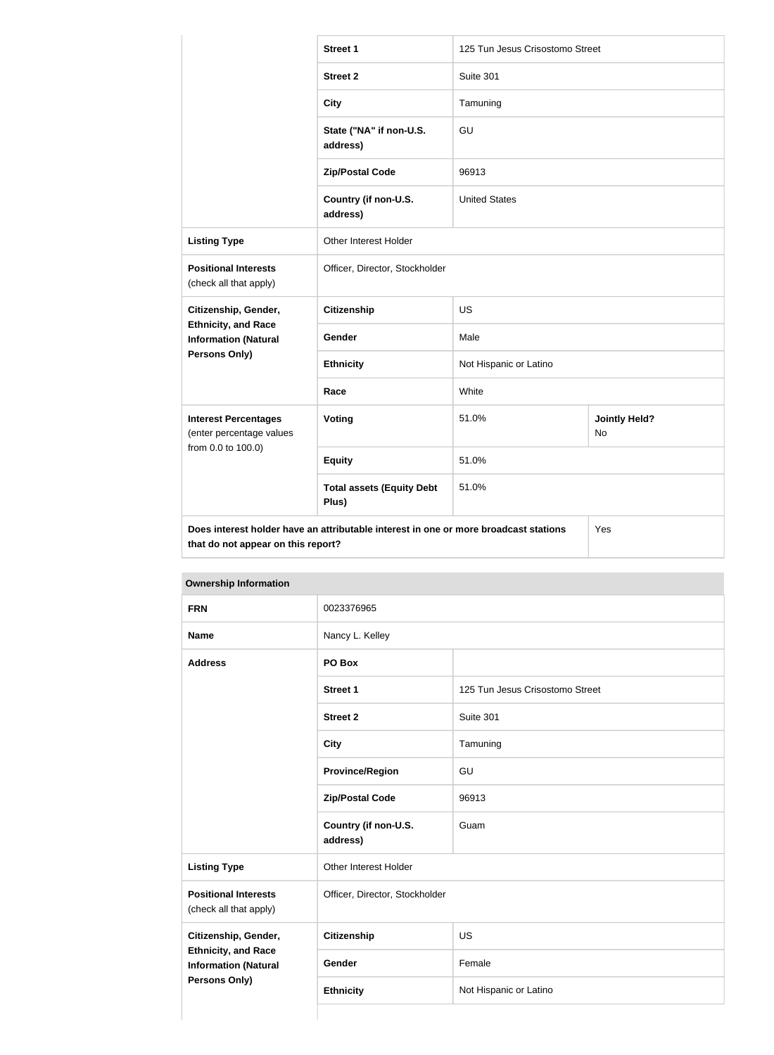| | | | |
|---|---|---|---|
| | **Street 1** | 125 Tun Jesus Crisostomo Street | |
| | **Street 2** | Suite 301 | |
| | **City** | Tamuning | |
| | **State ("NA" if non-U.S. address)** | GU | |
| | **Zip/Postal Code** | 96913 | |
| | **Country (if non-U.S. address)** | United States | |
| **Listing Type** | Other Interest Holder | | |
| **Positional Interests** (check all that apply) | Officer, Director, Stockholder | | |
| **Citizenship, Gender, Ethnicity, and Race Information (Natural Persons Only)** | **Citizenship** | US | |
| | **Gender** | Male | |
| | **Ethnicity** | Not Hispanic or Latino | |
| | **Race** | White | |
| **Interest Percentages** (enter percentage values from 0.0 to 100.0) | **Voting** | 51.0% | **Jointly Held?** No |
| | **Equity** | 51.0% | |
| | **Total assets (Equity Debt Plus)** | 51.0% | |
| **Does interest holder have an attributable interest in one or more broadcast stations that do not appear on this report?** | | | Yes |

**Ownership Information**

| | | |
|---|---|---|
| **FRN** | 0023376965 | |
| **Name** | Nancy L. Kelley | |
| **Address** | **PO Box** | |
| | **Street 1** | 125 Tun Jesus Crisostomo Street |
| | **Street 2** | Suite 301 |
| | **City** | Tamuning |
| | **Province/Region** | GU |
| | **Zip/Postal Code** | 96913 |
| | **Country (if non-U.S. address)** | Guam |
| **Listing Type** | Other Interest Holder | |
| **Positional Interests** (check all that apply) | Officer, Director, Stockholder | |
| **Citizenship, Gender, Ethnicity, and Race Information (Natural Persons Only)** | **Citizenship** | US |
| | **Gender** | Female |
| | **Ethnicity** | Not Hispanic or Latino |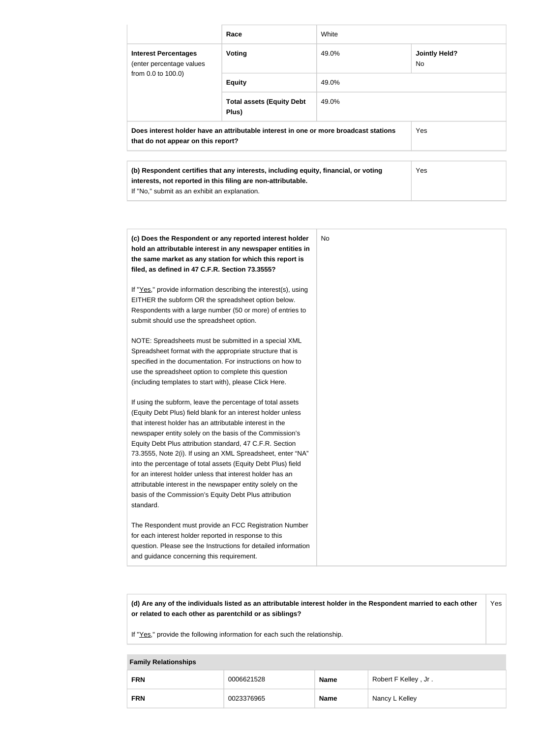| | | | |
|---|---|---|---|
| | **Race** | White | |
| **Interest Percentages** (enter percentage values from 0.0 to 100.0) | **Voting** | 49.0% | **Jointly Held?** No |
| | **Equity** | 49.0% | |
| | **Total assets (Equity Debt Plus)** | 49.0% | |
| **Does interest holder have an attributable interest in one or more broadcast stations that do not appear on this report?** | | | Yes |

| | |
|---|---|
| **(b) Respondent certifies that any interests, including equity, financial, or voting interests, not reported in this filing are non-attributable.** If "No," submit as an exhibit an explanation. | Yes |

| | |
|---|---|
| **(c) Does the Respondent or any reported interest holder hold an attributable interest in any newspaper entities in the same market as any station for which this report is filed, as defined in 47 C.F.R. Section 73.3555?**<br><br>If "Yes," provide information describing the interest(s), using EITHER the subform OR the spreadsheet option below. Respondents with a large number (50 or more) of entries to submit should use the spreadsheet option.<br><br>NOTE: Spreadsheets must be submitted in a special XML Spreadsheet format with the appropriate structure that is specified in the documentation. For instructions on how to use the spreadsheet option to complete this question (including templates to start with), please Click Here.<br><br>If using the subform, leave the percentage of total assets (Equity Debt Plus) field blank for an interest holder unless that interest holder has an attributable interest in the newspaper entity solely on the basis of the Commission's Equity Debt Plus attribution standard, 47 C.F.R. Section 73.3555, Note 2(i). If using an XML Spreadsheet, enter "NA" into the percentage of total assets (Equity Debt Plus) field for an interest holder unless that interest holder has an attributable interest in the newspaper entity solely on the basis of the Commission's Equity Debt Plus attribution standard.<br><br>The Respondent must provide an FCC Registration Number for each interest holder reported in response to this question. Please see the Instructions for detailed information and guidance concerning this requirement. | No |

| | |
|---|---|
| **(d) Are any of the individuals listed as an attributable interest holder in the Respondent married to each other or related to each other as parentchild or as siblings?**<br><br>If "Yes," provide the following information for each such the relationship. | Yes |

| **Family Relationships** | | | |
|---|---|---|---|
| **FRN** | 0006621528 | **Name** | Robert F Kelley , Jr . |
| **FRN** | 0023376965 | **Name** | Nancy L Kelley |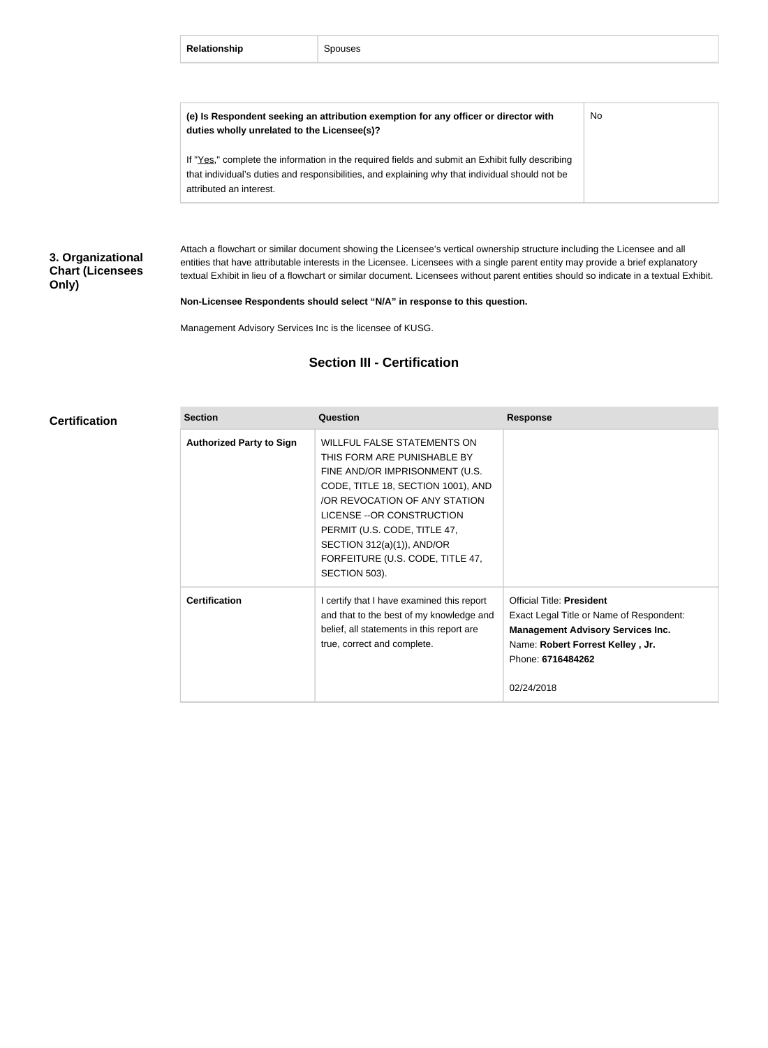| | |
|---|---|
| **Relationship** | Spouses |

| | |
|---|---|
| **(e) Is Respondent seeking an attribution exemption for any officer or director with duties wholly unrelated to the Licensee(s)?**<br><br>If "Yes," complete the information in the required fields and submit an Exhibit fully describing that individual's duties and responsibilities, and explaining why that individual should not be attributed an interest. | No |

### 3. Organizational Chart (Licensees Only)

Attach a flowchart or similar document showing the Licensee's vertical ownership structure including the Licensee and all entities that have attributable interests in the Licensee. Licensees with a single parent entity may provide a brief explanatory textual Exhibit in lieu of a flowchart or similar document. Licensees without parent entities should so indicate in a textual Exhibit.

**Non-Licensee Respondents should select "N/A" in response to this question.**

Management Advisory Services Inc is the licensee of KUSG.

## Section III - Certification

### Certification

| Section | Question | Response |
|---|---|---|
| **Authorized Party to Sign** | WILLFUL FALSE STATEMENTS ON THIS FORM ARE PUNISHABLE BY FINE AND/OR IMPRISONMENT (U.S. CODE, TITLE 18, SECTION 1001), AND /OR REVOCATION OF ANY STATION LICENSE --OR CONSTRUCTION PERMIT (U.S. CODE, TITLE 47, SECTION 312(a)(1)), AND/OR FORFEITURE (U.S. CODE, TITLE 47, SECTION 503). | |
| **Certification** | I certify that I have examined this report and that to the best of my knowledge and belief, all statements in this report are true, correct and complete. | Official Title: **President**<br>Exact Legal Title or Name of Respondent: **Management Advisory Services Inc.**<br>Name: **Robert Forrest Kelley , Jr.**<br>Phone: **6716484262**<br><br>02/24/2018 |